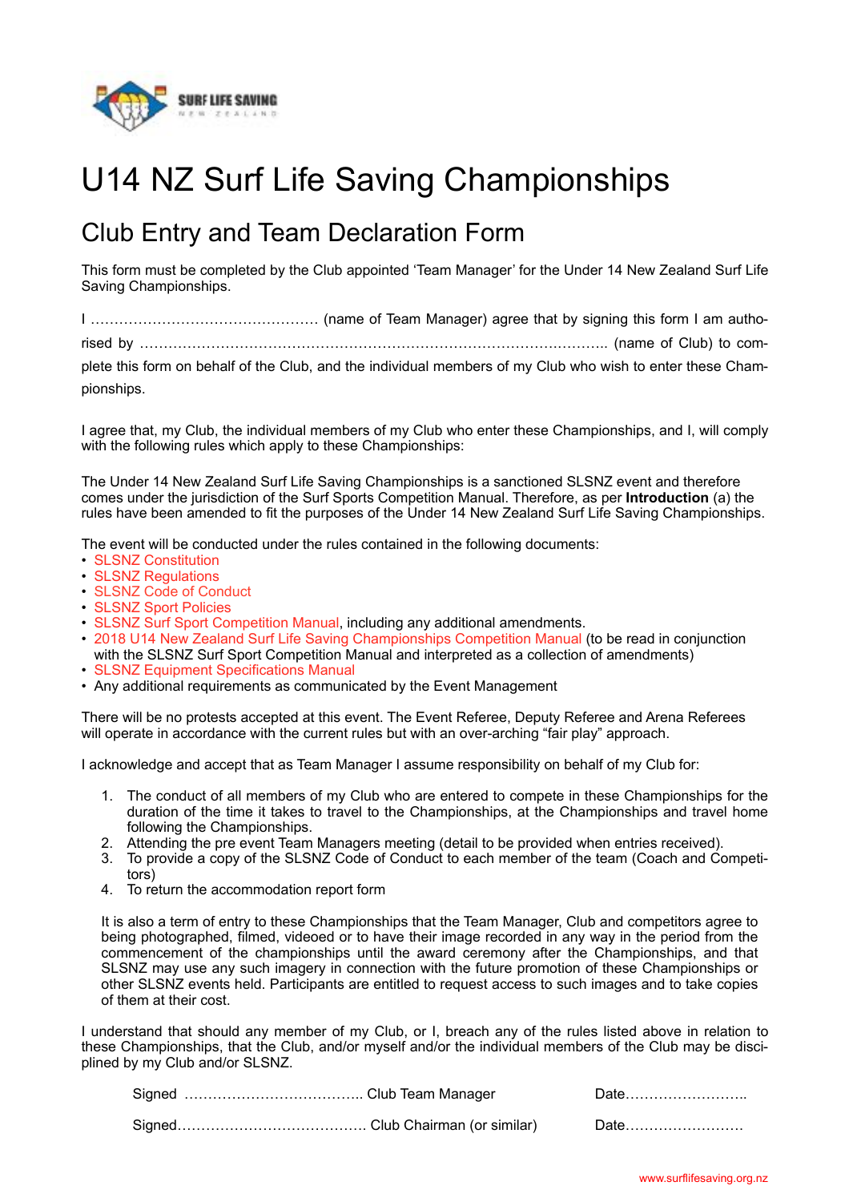# U14 NZ Surf Life Saving Championships

## Club Entry and Team Declaration Form

This form must be completed by the Club appointed 'Team Manager' for the Under 14 New Zealand Surf Life Saving Championships.

I ………………………………………… (name of Team Manager) agree that by signing this form I am authorised by ……………………………………………………………………………………. (name of Club) to complete this form on behalf of the Club, and the individual members of my Club who wish to enter these Championships.

I agree that, my Club, the individual members of my Club who enter these Championships, and I, will comply with the following rules which apply to these Championships:

The Under 14 New Zealand Surf Life Saving Championships is a sanctioned SLSNZ event and therefore comes under the jurisdiction of the Surf Sports Competition Manual. Therefore, as per **Introduction** (a) the rules have been amended to fit the purposes of the Under 14 New Zealand Surf Life Saving Championships.

The event will be conducted under the rules contained in the following documents:

- SLSNZ Constitution
- SLSNZ Regulations
- SLSNZ Code of Conduct
- SLSNZ Sport Policies
- SLSNZ Surf Sport Competition Manual, including any additional amendments.
- 2018 U14 New Zealand Surf Life Saving Championships Competition Manual (to be read in conjunction with the SLSNZ Surf Sport Competition Manual and interpreted as a collection of amendments)
- SLSNZ Equipment Specifications Manual
- Any additional requirements as communicated by the Event Management

There will be no protests accepted at this event. The Event Referee, Deputy Referee and Arena Referees will operate in accordance with the current rules but with an over-arching "fair play" approach.

I acknowledge and accept that as Team Manager I assume responsibility on behalf of my Club for:

1. The conduct of all members of my Club who are entered to compete in these Championships for the duration of the time it takes to travel to the Championships, at the Championships and travel home following the Championships.
2. Attending the pre event Team Managers meeting (detail to be provided when entries received).
3. To provide a copy of the SLSNZ Code of Conduct to each member of the team (Coach and Competitors)
4. To return the accommodation report form

It is also a term of entry to these Championships that the Team Manager, Club and competitors agree to being photographed, filmed, videoed or to have their image recorded in any way in the period from the commencement of the championships until the award ceremony after the Championships, and that SLSNZ may use any such imagery in connection with the future promotion of these Championships or other SLSNZ events held. Participants are entitled to request access to such images and to take copies of them at their cost.

I understand that should any member of my Club, or I, breach any of the rules listed above in relation to these Championships, that the Club, and/or myself and/or the individual members of the Club may be disciplined by my Club and/or SLSNZ.

Signed ……………………………….. Club Team Manager  Date……………………..

Signed…………………………………. Club Chairman (or similar)  Date……………………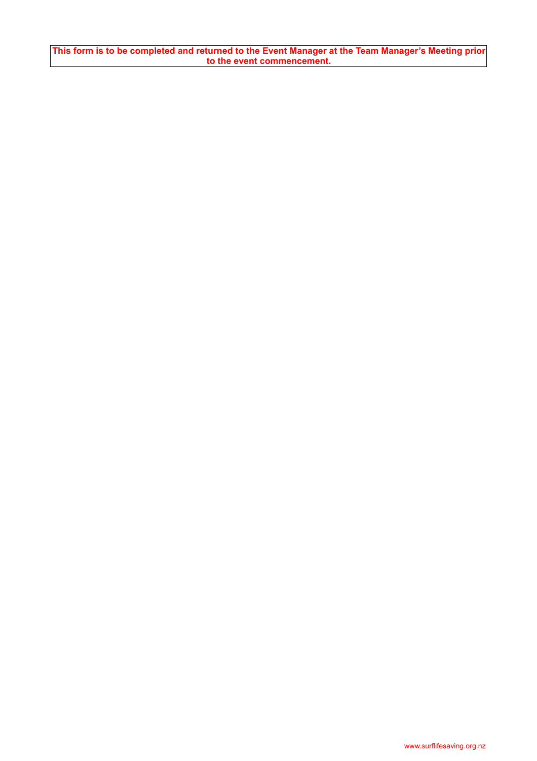**This form is to be completed and returned to the Event Manager at the Team Manager's Meeting prior to the event commencement.**